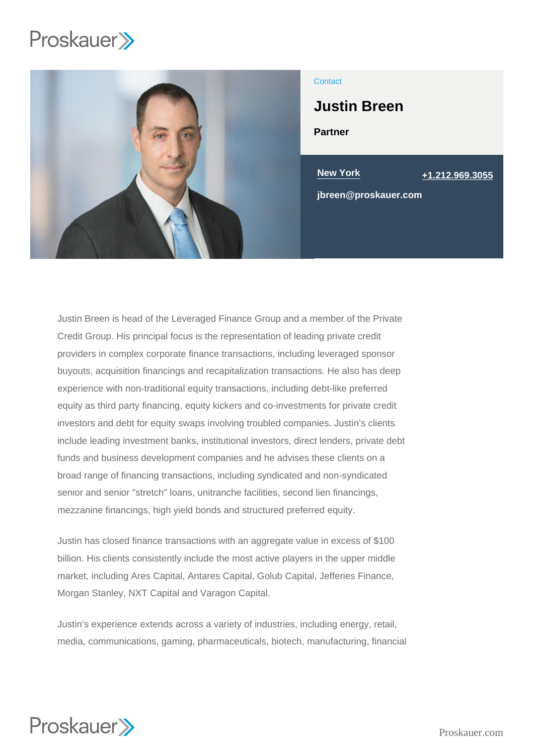Contact

# Justin Breen

**Partner**

New York

+1.212.969.3055

jbreen@proskauer.com

Justin Breen is head of the Leveraged Finance Group and a member of the Private Credit Group. His principal focus is the representation of leading private credit providers in complex corporate finance transactions, including leveraged sponsor buyouts, acquisition financings and recapitalization transactions. He also has deep experience with non-traditional equity transactions, including debt-like preferred equity as third party financing, equity kickers and co-investments for private credit investors and debt for equity swaps involving troubled companies. Justin's clients include leading investment banks, institutional investors, direct lenders, private debt funds and business development companies and he advises these clients on a broad range of financing transactions, including syndicated and non-syndicated senior and senior "stretch" loans, unitranche facilities, second lien financings, mezzanine financings, high yield bonds and structured preferred equity.

Justin has closed finance transactions with an aggregate value in excess of $100 billion. His clients consistently include the most active players in the upper middle market, including Ares Capital, Antares Capital, Golub Capital, Jefferies Finance, Morgan Stanley, NXT Capital and Varagon Capital.

Justin's experience extends across a variety of industries, including energy, retail, media, communications, gaming, pharmaceuticals, biotech, manufacturing, financial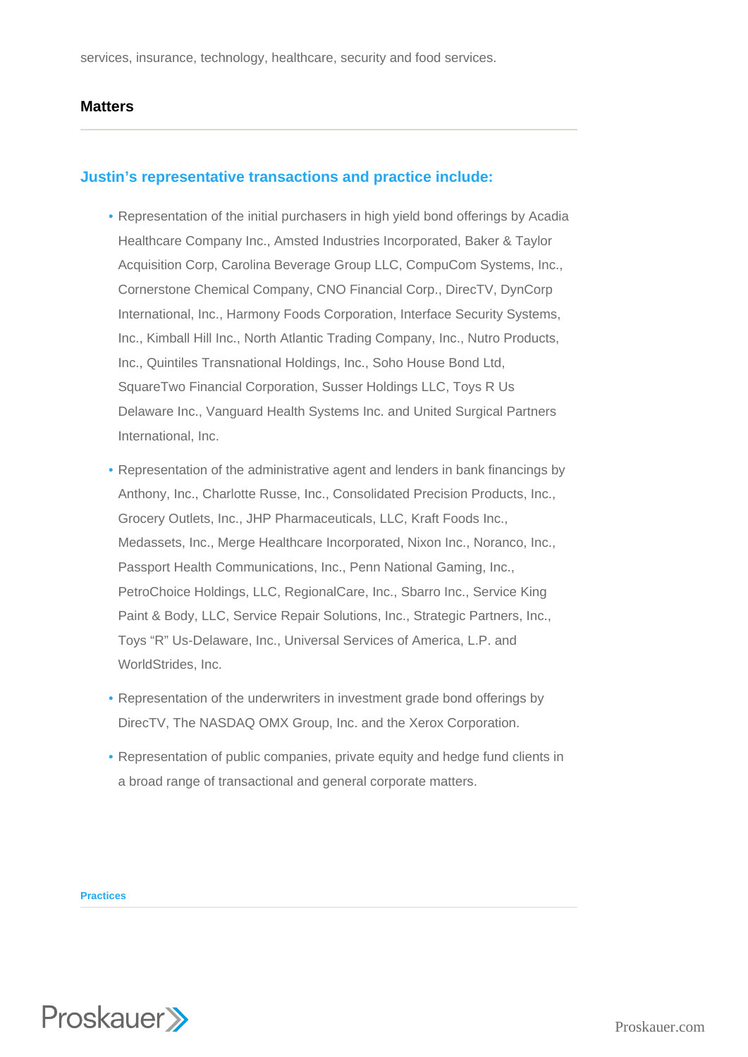services, insurance, technology, healthcare, security and food services.

## Matters

### Justin's representative transactions and practice include:

- Representation of the initial purchasers in high yield bond offerings by Acadia Healthcare Company Inc., Amsted Industries Incorporated, Baker & Taylor Acquisition Corp, Carolina Beverage Group LLC, CompuCom Systems, Inc., Cornerstone Chemical Company, CNO Financial Corp., DirecTV, DynCorp International, Inc., Harmony Foods Corporation, Interface Security Systems, Inc., Kimball Hill Inc., North Atlantic Trading Company, Inc., Nutro Products, Inc., Quintiles Transnational Holdings, Inc., Soho House Bond Ltd, SquareTwo Financial Corporation, Susser Holdings LLC, Toys R Us Delaware Inc., Vanguard Health Systems Inc. and United Surgical Partners International, Inc.
- Representation of the administrative agent and lenders in bank financings by Anthony, Inc., Charlotte Russe, Inc., Consolidated Precision Products, Inc., Grocery Outlets, Inc., JHP Pharmaceuticals, LLC, Kraft Foods Inc., Medassets, Inc., Merge Healthcare Incorporated, Nixon Inc., Noranco, Inc., Passport Health Communications, Inc., Penn National Gaming, Inc., PetroChoice Holdings, LLC, RegionalCare, Inc., Sbarro Inc., Service King Paint & Body, LLC, Service Repair Solutions, Inc., Strategic Partners, Inc., Toys "R" Us-Delaware, Inc., Universal Services of America, L.P. and WorldStrides, Inc.
- Representation of the underwriters in investment grade bond offerings by DirecTV, The NASDAQ OMX Group, Inc. and the Xerox Corporation.
- Representation of public companies, private equity and hedge fund clients in a broad range of transactional and general corporate matters.

#### Practices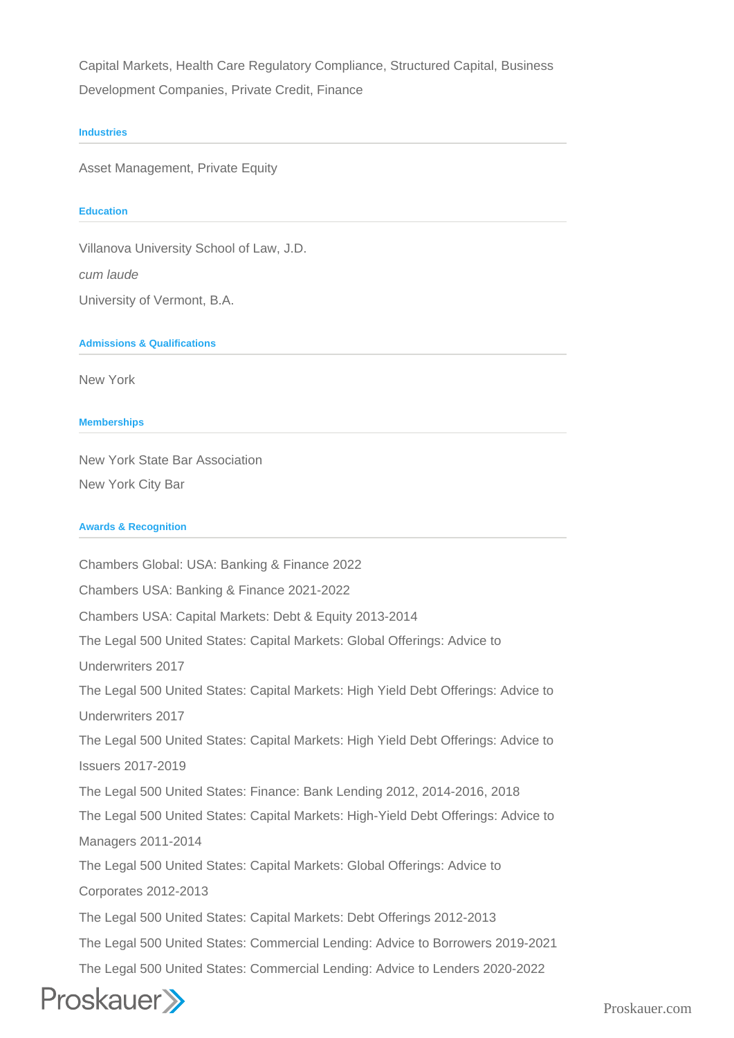Capital Markets, Health Care Regulatory Compliance, Structured Capital, Business Development Companies, Private Credit, Finance

#### Industries

Asset Management, Private Equity

#### Education

Villanova University School of Law, J.D.

*cum laude*

University of Vermont, B.A.

#### Admissions & Qualifications

New York

#### Memberships

New York State Bar Association

New York City Bar

#### Awards & Recognition

Chambers Global: USA: Banking & Finance 2022

Chambers USA: Banking & Finance 2021-2022

Chambers USA: Capital Markets: Debt & Equity 2013-2014

The Legal 500 United States: Capital Markets: Global Offerings: Advice to Underwriters 2017

The Legal 500 United States: Capital Markets: High Yield Debt Offerings: Advice to Underwriters 2017

The Legal 500 United States: Capital Markets: High Yield Debt Offerings: Advice to Issuers 2017-2019

The Legal 500 United States: Finance: Bank Lending 2012, 2014-2016, 2018

The Legal 500 United States: Capital Markets: High-Yield Debt Offerings: Advice to Managers 2011-2014

The Legal 500 United States: Capital Markets: Global Offerings: Advice to Corporates 2012-2013

The Legal 500 United States: Capital Markets: Debt Offerings 2012-2013

The Legal 500 United States: Commercial Lending: Advice to Borrowers 2019-2021

The Legal 500 United States: Commercial Lending: Advice to Lenders 2020-2022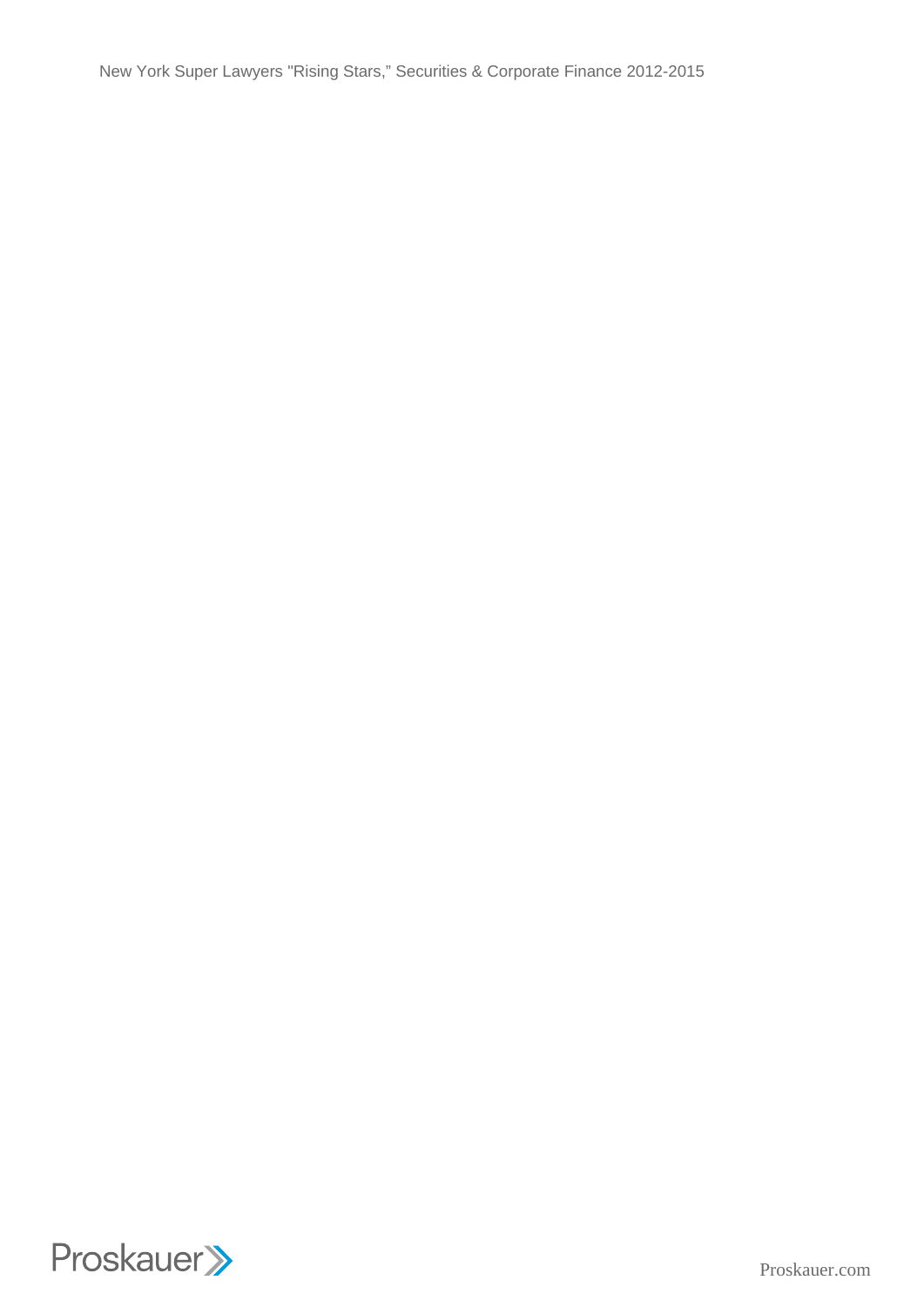New York Super Lawyers "Rising Stars," Securities & Corporate Finance 2012-2015